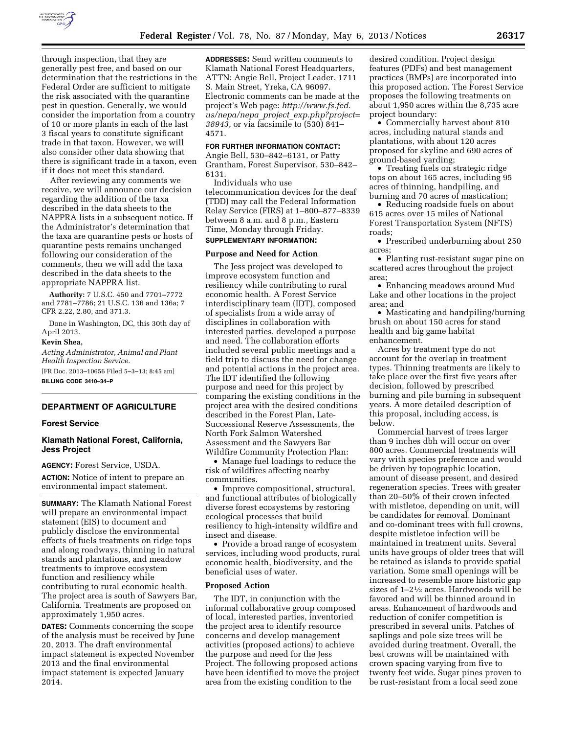through inspection, that they are generally pest free, and based on our determination that the restrictions in the Federal Order are sufficient to mitigate the risk associated with the quarantine pest in question. Generally, we would consider the importation from a country of 10 or more plants in each of the last 3 fiscal years to constitute significant trade in that taxon. However, we will also consider other data showing that there is significant trade in a taxon, even if it does not meet this standard.

After reviewing any comments we receive, we will announce our decision regarding the addition of the taxa described in the data sheets to the NAPPRA lists in a subsequent notice. If the Administrator's determination that the taxa are quarantine pests or hosts of quarantine pests remains unchanged following our consideration of the comments, then we will add the taxa described in the data sheets to the appropriate NAPPRA list.

**Authority:** 7 U.S.C. 450 and 7701–7772 and 7781–7786; 21 U.S.C. 136 and 136a; 7 CFR 2.22, 2.80, and 371.3.

Done in Washington, DC, this 30th day of April 2013.

**Kevin Shea,**

*Acting Administrator, Animal and Plant Health Inspection Service.*

[FR Doc. 2013–10656 Filed 5–3–13; 8:45 am]

**BILLING CODE 3410–34–P**

## DEPARTMENT OF AGRICULTURE

### Forest Service

### Klamath National Forest, California, Jess Project

**AGENCY:** Forest Service, USDA.

**ACTION:** Notice of intent to prepare an environmental impact statement.

**SUMMARY:** The Klamath National Forest will prepare an environmental impact statement (EIS) to document and publicly disclose the environmental effects of fuels treatments on ridge tops and along roadways, thinning in natural stands and plantations, and meadow treatments to improve ecosystem function and resiliency while contributing to rural economic health. The project area is south of Sawyers Bar, California. Treatments are proposed on approximately 1,950 acres.

**DATES:** Comments concerning the scope of the analysis must be received by June 20, 2013. The draft environmental impact statement is expected November 2013 and the final environmental impact statement is expected January 2014.

**ADDRESSES:** Send written comments to Klamath National Forest Headquarters, ATTN: Angie Bell, Project Leader, 1711 S. Main Street, Yreka, CA 96097. Electronic comments can be made at the project's Web page: *http://www.fs.fed.us/nepa/nepa_project_exp.php?project=38943*, or via facsimile to (530) 841–4571.

**FOR FURTHER INFORMATION CONTACT:** Angie Bell, 530–842–6131, or Patty Grantham, Forest Supervisor, 530–842–6131.

Individuals who use telecommunication devices for the deaf (TDD) may call the Federal Information Relay Service (FIRS) at 1–800–877–8339 between 8 a.m. and 8 p.m., Eastern Time, Monday through Friday.

**SUPPLEMENTARY INFORMATION:**

#### Purpose and Need for Action

The Jess project was developed to improve ecosystem function and resiliency while contributing to rural economic health. A Forest Service interdisciplinary team (IDT), composed of specialists from a wide array of disciplines in collaboration with interested parties, developed a purpose and need. The collaboration efforts included several public meetings and a field trip to discuss the need for change and potential actions in the project area. The IDT identified the following purpose and need for this project by comparing the existing conditions in the project area with the desired conditions described in the Forest Plan, Late-Successional Reserve Assessments, the North Fork Salmon Watershed Assessment and the Sawyers Bar Wildfire Community Protection Plan:

- Manage fuel loadings to reduce the risk of wildfires affecting nearby communities.
- Improve compositional, structural, and functional attributes of biologically diverse forest ecosystems by restoring ecological processes that build resiliency to high-intensity wildfire and insect and disease.
- Provide a broad range of ecosystem services, including wood products, rural economic health, biodiversity, and the beneficial uses of water.

#### Proposed Action

The IDT, in conjunction with the informal collaborative group composed of local, interested parties, inventoried the project area to identify resource concerns and develop management activities (proposed actions) to achieve the purpose and need for the Jess Project. The following proposed actions have been identified to move the project area from the existing condition to the desired condition. Project design features (PDFs) and best management practices (BMPs) are incorporated into this proposed action. The Forest Service proposes the following treatments on about 1,950 acres within the 8,735 acre project boundary:

- Commercially harvest about 810 acres, including natural stands and plantations, with about 120 acres proposed for skyline and 690 acres of ground-based yarding;
- Treating fuels on strategic ridge tops on about 165 acres, including 95 acres of thinning, handpiling, and burning and 70 acres of mastication;
- Reducing roadside fuels on about 615 acres over 15 miles of National Forest Transportation System (NFTS) roads;
- Prescribed underburning about 250 acres;
- Planting rust-resistant sugar pine on scattered acres throughout the project area;
- Enhancing meadows around Mud Lake and other locations in the project area; and
- Masticating and handpiling/burning brush on about 150 acres for stand health and big game habitat enhancement.

Acres by treatment type do not account for the overlap in treatment types. Thinning treatments are likely to take place over the first five years after decision, followed by prescribed burning and pile burning in subsequent years. A more detailed description of this proposal, including access, is below.

Commercial harvest of trees larger than 9 inches dbh will occur on over 800 acres. Commercial treatments will vary with species preference and would be driven by topographic location, amount of disease present, and desired regeneration species. Trees with greater than 20–50% of their crown infected with mistletoe, depending on unit, will be candidates for removal. Dominant and co-dominant trees with full crowns, despite mistletoe infection will be maintained in treatment units. Several units have groups of older trees that will be retained as islands to provide spatial variation. Some small openings will be increased to resemble more historic gap sizes of 1–2½ acres. Hardwoods will be favored and will be thinned around in areas. Enhancement of hardwoods and reduction of conifer competition is prescribed in several units. Patches of saplings and pole size trees will be avoided during treatment. Overall, the best crowns will be maintained with crown spacing varying from five to twenty feet wide. Sugar pines proven to be rust-resistant from a local seed zone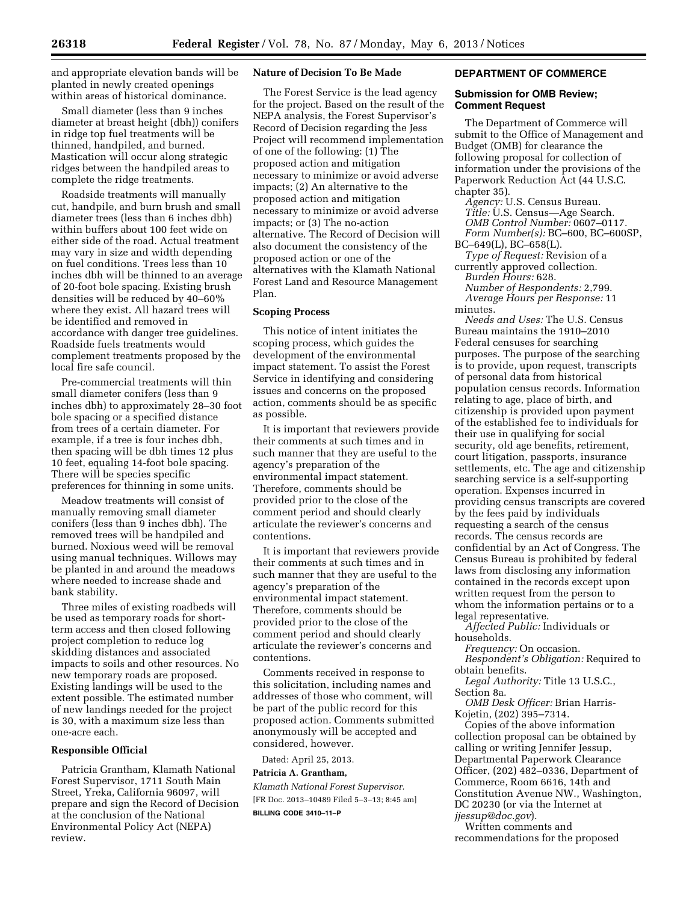and appropriate elevation bands will be planted in newly created openings within areas of historical dominance.

Small diameter (less than 9 inches diameter at breast height (dbh)) conifers in ridge top fuel treatments will be thinned, handpiled, and burned. Mastication will occur along strategic ridges between the handpiled areas to complete the ridge treatments.

Roadside treatments will manually cut, handpile, and burn brush and small diameter trees (less than 6 inches dbh) within buffers about 100 feet wide on either side of the road. Actual treatment may vary in size and width depending on fuel conditions. Trees less than 10 inches dbh will be thinned to an average of 20-foot bole spacing. Existing brush densities will be reduced by 40–60% where they exist. All hazard trees will be identified and removed in accordance with danger tree guidelines. Roadside fuels treatments would complement treatments proposed by the local fire safe council.

Pre-commercial treatments will thin small diameter conifers (less than 9 inches dbh) to approximately 28–30 foot bole spacing or a specified distance from trees of a certain diameter. For example, if a tree is four inches dbh, then spacing will be dbh times 12 plus 10 feet, equaling 14-foot bole spacing. There will be species specific preferences for thinning in some units.

Meadow treatments will consist of manually removing small diameter conifers (less than 9 inches dbh). The removed trees will be handpiled and burned. Noxious weed will be removal using manual techniques. Willows may be planted in and around the meadows where needed to increase shade and bank stability.

Three miles of existing roadbeds will be used as temporary roads for short-term access and then closed following project completion to reduce log skidding distances and associated impacts to soils and other resources. No new temporary roads are proposed. Existing landings will be used to the extent possible. The estimated number of new landings needed for the project is 30, with a maximum size less than one-acre each.

**Responsible Official**

Patricia Grantham, Klamath National Forest Supervisor, 1711 South Main Street, Yreka, California 96097, will prepare and sign the Record of Decision at the conclusion of the National Environmental Policy Act (NEPA) review.

**Nature of Decision To Be Made**

The Forest Service is the lead agency for the project. Based on the result of the NEPA analysis, the Forest Supervisor's Record of Decision regarding the Jess Project will recommend implementation of one of the following: (1) The proposed action and mitigation necessary to minimize or avoid adverse impacts; (2) An alternative to the proposed action and mitigation necessary to minimize or avoid adverse impacts; or (3) The no-action alternative. The Record of Decision will also document the consistency of the proposed action or one of the alternatives with the Klamath National Forest Land and Resource Management Plan.

**Scoping Process**

This notice of intent initiates the scoping process, which guides the development of the environmental impact statement. To assist the Forest Service in identifying and considering issues and concerns on the proposed action, comments should be as specific as possible.

It is important that reviewers provide their comments at such times and in such manner that they are useful to the agency's preparation of the environmental impact statement. Therefore, comments should be provided prior to the close of the comment period and should clearly articulate the reviewer's concerns and contentions.

It is important that reviewers provide their comments at such times and in such manner that they are useful to the agency's preparation of the environmental impact statement. Therefore, comments should be provided prior to the close of the comment period and should clearly articulate the reviewer's concerns and contentions.

Comments received in response to this solicitation, including names and addresses of those who comment, will be part of the public record for this proposed action. Comments submitted anonymously will be accepted and considered, however.

Dated: April 25, 2013.

**Patricia A. Grantham,**

*Klamath National Forest Supervisor.*

[FR Doc. 2013–10489 Filed 5–3–13; 8:45 am]

**BILLING CODE 3410–11–P**

## DEPARTMENT OF COMMERCE

### Submission for OMB Review; Comment Request

The Department of Commerce will submit to the Office of Management and Budget (OMB) for clearance the following proposal for collection of information under the provisions of the Paperwork Reduction Act (44 U.S.C. chapter 35).

*Agency:* U.S. Census Bureau.

*Title:* U.S. Census—Age Search.

*OMB Control Number:* 0607–0117.

*Form Number(s):* BC–600, BC–600SP, BC–649(L), BC–658(L).

*Type of Request:* Revision of a currently approved collection.

*Burden Hours:* 628.

*Number of Respondents:* 2,799.

*Average Hours per Response:* 11 minutes.

*Needs and Uses:* The U.S. Census Bureau maintains the 1910–2010 Federal censuses for searching purposes. The purpose of the searching is to provide, upon request, transcripts of personal data from historical population census records. Information relating to age, place of birth, and citizenship is provided upon payment of the established fee to individuals for their use in qualifying for social security, old age benefits, retirement, court litigation, passports, insurance settlements, etc. The age and citizenship searching service is a self-supporting operation. Expenses incurred in providing census transcripts are covered by the fees paid by individuals requesting a search of the census records. The census records are confidential by an Act of Congress. The Census Bureau is prohibited by federal laws from disclosing any information contained in the records except upon written request from the person to whom the information pertains or to a legal representative.

*Affected Public:* Individuals or households.

*Frequency:* On occasion.

*Respondent's Obligation:* Required to obtain benefits.

*Legal Authority:* Title 13 U.S.C., Section 8a.

*OMB Desk Officer:* Brian Harris-Kojetin, (202) 395–7314.

Copies of the above information collection proposal can be obtained by calling or writing Jennifer Jessup, Departmental Paperwork Clearance Officer, (202) 482–0336, Department of Commerce, Room 6616, 14th and Constitution Avenue NW., Washington, DC 20230 (or via the Internet at *jjessup@doc.gov*).

Written comments and recommendations for the proposed